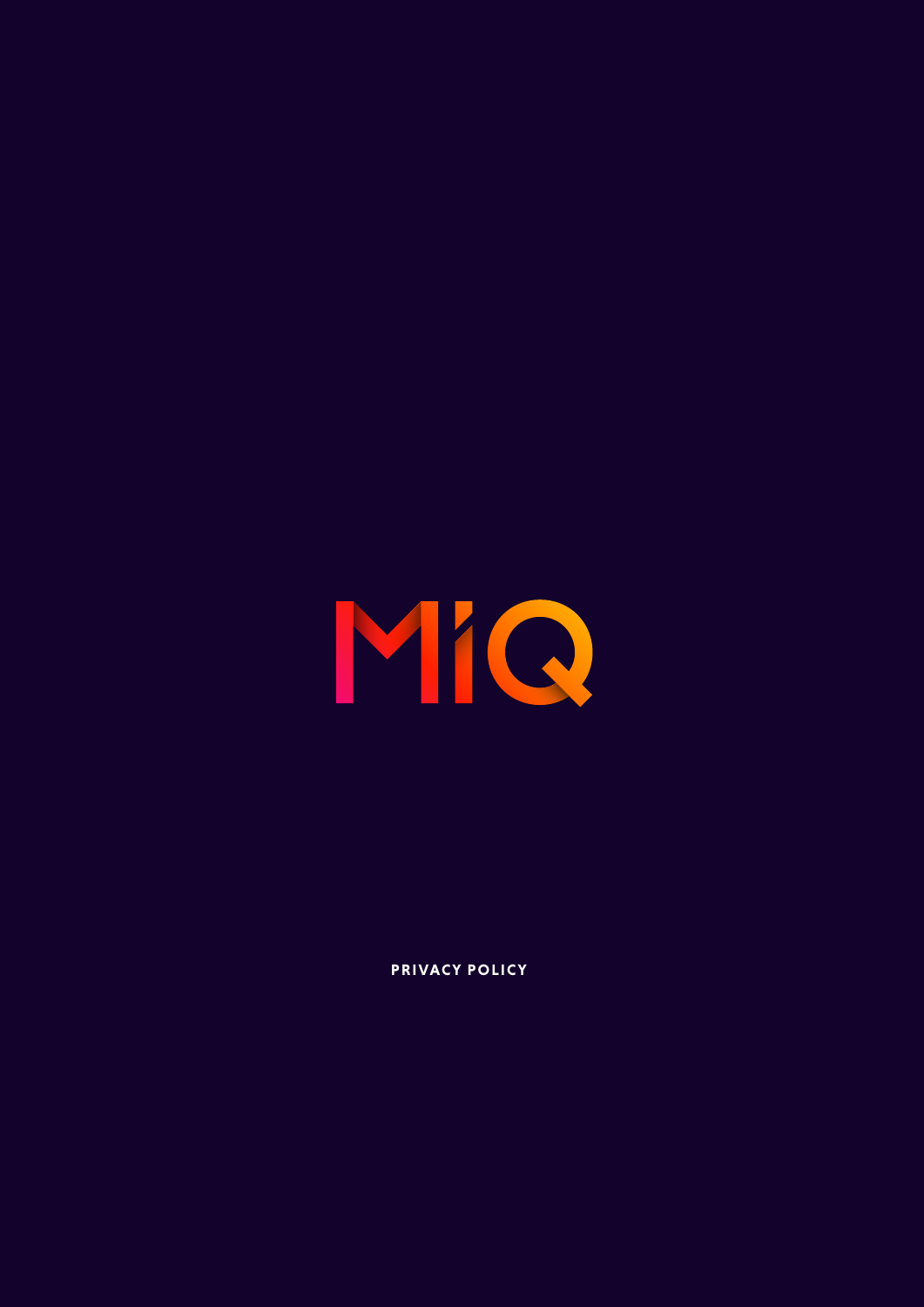# MiQ

PRIVACY POLICY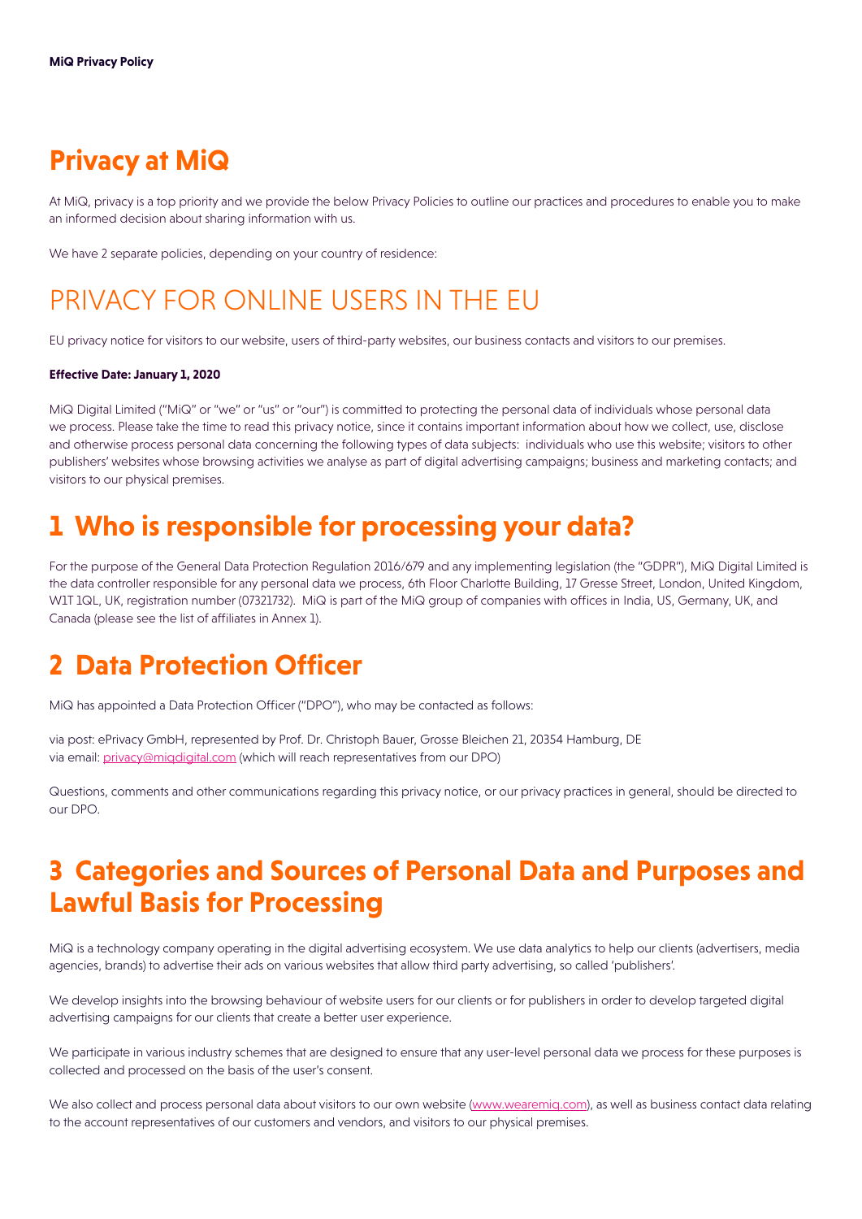# Privacy at MiQ

At MiQ, privacy is a top priority and we provide the below Privacy Policies to outline our practices and procedures to enable you to make an informed decision about sharing information with us.

We have 2 separate policies, depending on your country of residence:

# PRIVACY FOR ONLINE USERS IN THE EU

EU privacy notice for visitors to our website, users of third-party websites, our business contacts and visitors to our premises.

**Effective Date: January 1, 2020**

MiQ Digital Limited ("MiQ" or "we" or "us" or "our") is committed to protecting the personal data of individuals whose personal data we process. Please take the time to read this privacy notice, since it contains important information about how we collect, use, disclose and otherwise process personal data concerning the following types of data subjects: individuals who use this website; visitors to other publishers' websites whose browsing activities we analyse as part of digital advertising campaigns; business and marketing contacts; and visitors to our physical premises.

## 1 Who is responsible for processing your data?

For the purpose of the General Data Protection Regulation 2016/679 and any implementing legislation (the "GDPR"), MiQ Digital Limited is the data controller responsible for any personal data we process, 6th Floor Charlotte Building, 17 Gresse Street, London, United Kingdom, W1T 1QL, UK, registration number (07321732). MiQ is part of the MiQ group of companies with offices in India, US, Germany, UK, and Canada (please see the list of affiliates in Annex 1).

## 2 Data Protection Officer

MiQ has appointed a Data Protection Officer ("DPO"), who may be contacted as follows:

via post: ePrivacy GmbH, represented by Prof. Dr. Christoph Bauer, Grosse Bleichen 21, 20354 Hamburg, DE
via email: privacy@miqdigital.com (which will reach representatives from our DPO)

Questions, comments and other communications regarding this privacy notice, or our privacy practices in general, should be directed to our DPO.

## 3 Categories and Sources of Personal Data and Purposes and Lawful Basis for Processing

MiQ is a technology company operating in the digital advertising ecosystem. We use data analytics to help our clients (advertisers, media agencies, brands) to advertise their ads on various websites that allow third party advertising, so called 'publishers'.

We develop insights into the browsing behaviour of website users for our clients or for publishers in order to develop targeted digital advertising campaigns for our clients that create a better user experience.

We participate in various industry schemes that are designed to ensure that any user-level personal data we process for these purposes is collected and processed on the basis of the user's consent.

We also collect and process personal data about visitors to our own website (www.wearemiq.com), as well as business contact data relating to the account representatives of our customers and vendors, and visitors to our physical premises.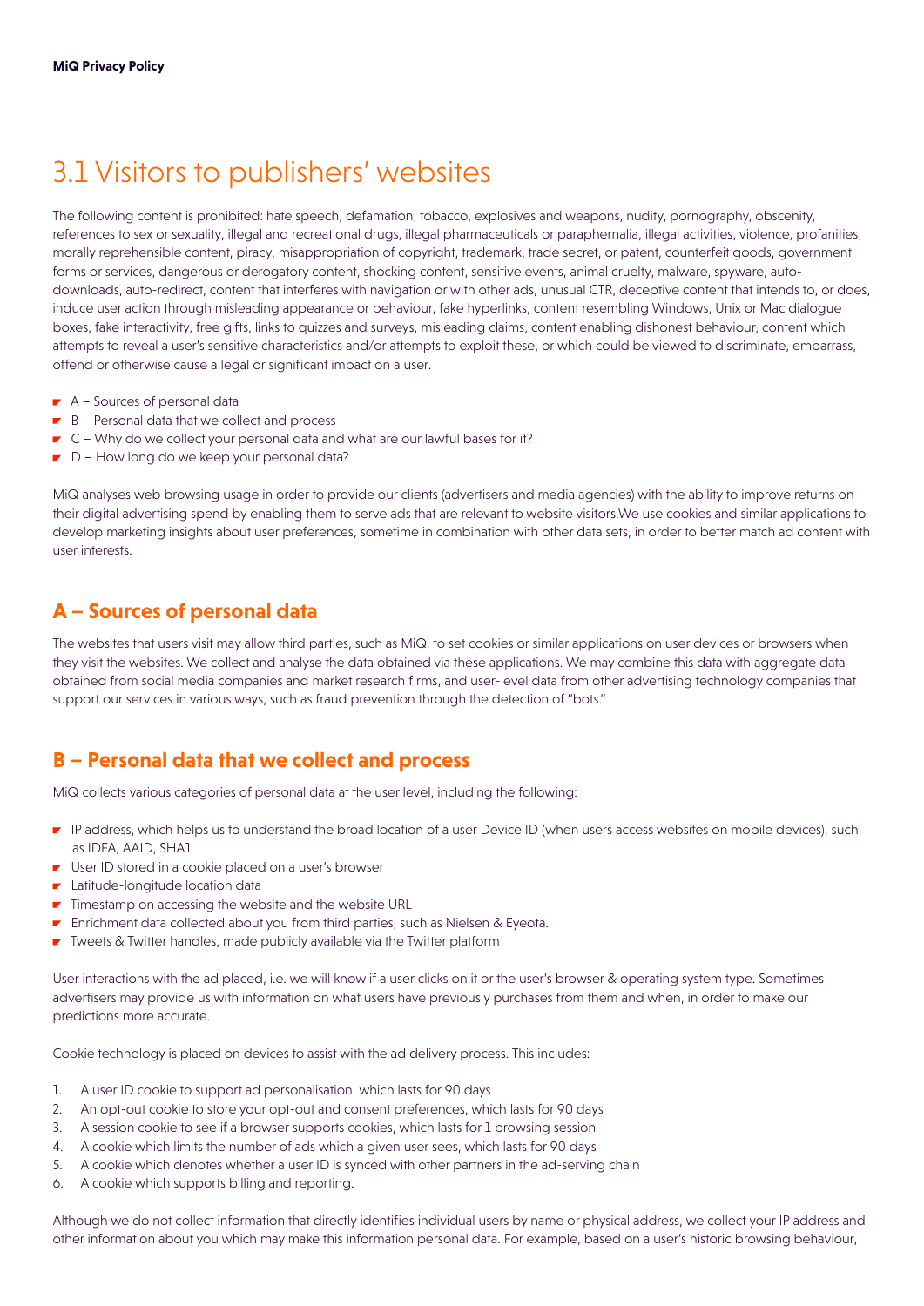# 3.1 Visitors to publishers' websites

The following content is prohibited: hate speech, defamation, tobacco, explosives and weapons, nudity, pornography, obscenity, references to sex or sexuality, illegal and recreational drugs, illegal pharmaceuticals or paraphernalia, illegal activities, violence, profanities, morally reprehensible content, piracy, misappropriation of copyright, trademark, trade secret, or patent, counterfeit goods, government forms or services, dangerous or derogatory content, shocking content, sensitive events, animal cruelty, malware, spyware, auto-downloads, auto-redirect, content that interferes with navigation or with other ads, unusual CTR, deceptive content that intends to, or does, induce user action through misleading appearance or behaviour, fake hyperlinks, content resembling Windows, Unix or Mac dialogue boxes, fake interactivity, free gifts, links to quizzes and surveys, misleading claims, content enabling dishonest behaviour, content which attempts to reveal a user's sensitive characteristics and/or attempts to exploit these, or which could be viewed to discriminate, embarrass, offend or otherwise cause a legal or significant impact on a user.

- A – Sources of personal data
- B – Personal data that we collect and process
- C – Why do we collect your personal data and what are our lawful bases for it?
- D – How long do we keep your personal data?

MiQ analyses web browsing usage in order to provide our clients (advertisers and media agencies) with the ability to improve returns on their digital advertising spend by enabling them to serve ads that are relevant to website visitors.We use cookies and similar applications to develop marketing insights about user preferences, sometime in combination with other data sets, in order to better match ad content with user interests.

## A – Sources of personal data

The websites that users visit may allow third parties, such as MiQ, to set cookies or similar applications on user devices or browsers when they visit the websites. We collect and analyse the data obtained via these applications. We may combine this data with aggregate data obtained from social media companies and market research firms, and user-level data from other advertising technology companies that support our services in various ways, such as fraud prevention through the detection of "bots."

## B – Personal data that we collect and process

MiQ collects various categories of personal data at the user level, including the following:

- IP address, which helps us to understand the broad location of a user Device ID (when users access websites on mobile devices), such as IDFA, AAID, SHA1
- User ID stored in a cookie placed on a user's browser
- Latitude-longitude location data
- Timestamp on accessing the website and the website URL
- Enrichment data collected about you from third parties, such as Nielsen & Eyeota.
- Tweets & Twitter handles, made publicly available via the Twitter platform

User interactions with the ad placed, i.e. we will know if a user clicks on it or the user's browser & operating system type. Sometimes advertisers may provide us with information on what users have previously purchases from them and when, in order to make our predictions more accurate.

Cookie technology is placed on devices to assist with the ad delivery process. This includes:

1. A user ID cookie to support ad personalisation, which lasts for 90 days
2. An opt-out cookie to store your opt-out and consent preferences, which lasts for 90 days
3. A session cookie to see if a browser supports cookies, which lasts for 1 browsing session
4. A cookie which limits the number of ads which a given user sees, which lasts for 90 days
5. A cookie which denotes whether a user ID is synced with other partners in the ad-serving chain
6. A cookie which supports billing and reporting.

Although we do not collect information that directly identifies individual users by name or physical address, we collect your IP address and other information about you which may make this information personal data. For example, based on a user's historic browsing behaviour,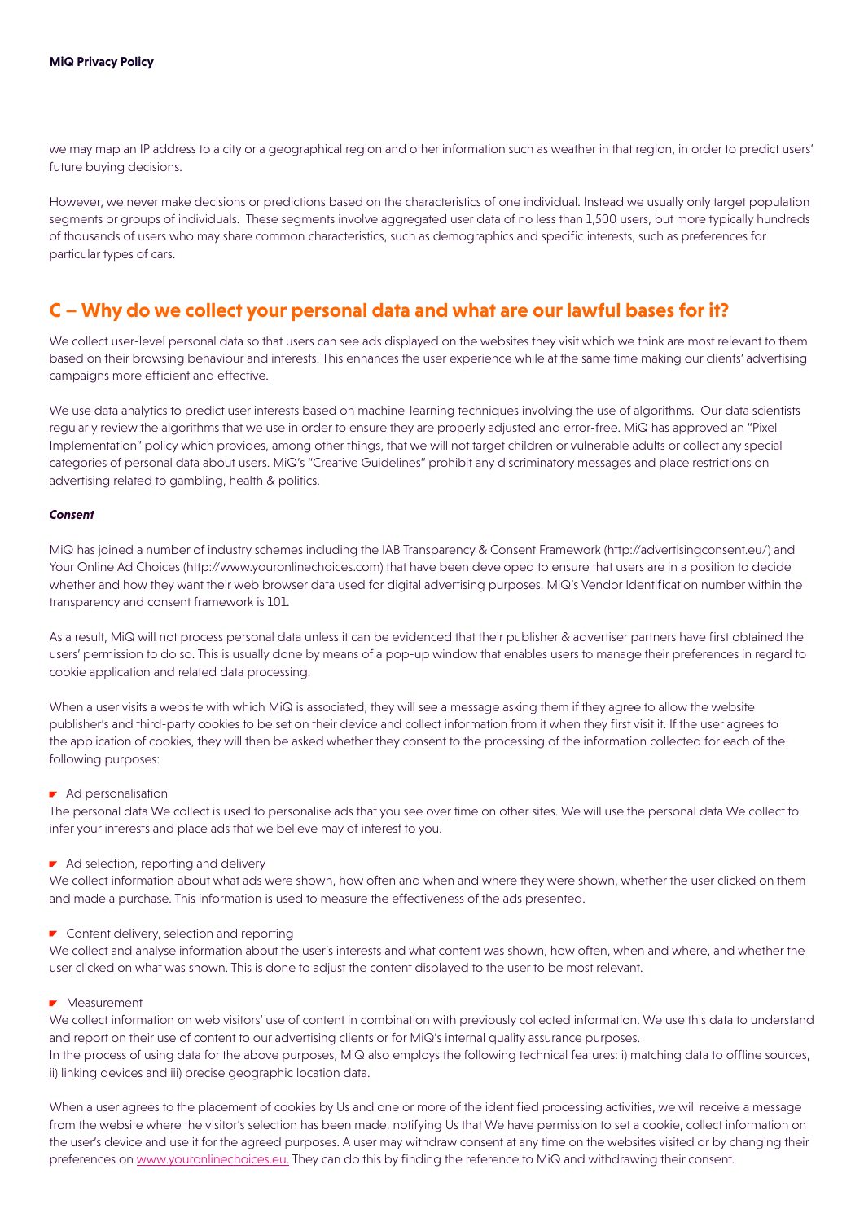we may map an IP address to a city or a geographical region and other information such as weather in that region, in order to predict users' future buying decisions.

However, we never make decisions or predictions based on the characteristics of one individual. Instead we usually only target population segments or groups of individuals. These segments involve aggregated user data of no less than 1,500 users, but more typically hundreds of thousands of users who may share common characteristics, such as demographics and specific interests, such as preferences for particular types of cars.

## C – Why do we collect your personal data and what are our lawful bases for it?

We collect user-level personal data so that users can see ads displayed on the websites they visit which we think are most relevant to them based on their browsing behaviour and interests. This enhances the user experience while at the same time making our clients' advertising campaigns more efficient and effective.

We use data analytics to predict user interests based on machine-learning techniques involving the use of algorithms. Our data scientists regularly review the algorithms that we use in order to ensure they are properly adjusted and error-free. MiQ has approved an "Pixel Implementation" policy which provides, among other things, that we will not target children or vulnerable adults or collect any special categories of personal data about users. MiQ's "Creative Guidelines" prohibit any discriminatory messages and place restrictions on advertising related to gambling, health & politics.

***Consent***

MiQ has joined a number of industry schemes including the IAB Transparency & Consent Framework (http://advertisingconsent.eu/) and Your Online Ad Choices (http://www.youronlinechoices.com) that have been developed to ensure that users are in a position to decide whether and how they want their web browser data used for digital advertising purposes. MiQ's Vendor Identification number within the transparency and consent framework is 101.

As a result, MiQ will not process personal data unless it can be evidenced that their publisher & advertiser partners have first obtained the users' permission to do so. This is usually done by means of a pop-up window that enables users to manage their preferences in regard to cookie application and related data processing.

When a user visits a website with which MiQ is associated, they will see a message asking them if they agree to allow the website publisher's and third-party cookies to be set on their device and collect information from it when they first visit it. If the user agrees to the application of cookies, they will then be asked whether they consent to the processing of the information collected for each of the following purposes:

- Ad personalisation

The personal data We collect is used to personalise ads that you see over time on other sites. We will use the personal data We collect to infer your interests and place ads that we believe may of interest to you.

- Ad selection, reporting and delivery

We collect information about what ads were shown, how often and when and where they were shown, whether the user clicked on them and made a purchase. This information is used to measure the effectiveness of the ads presented.

- Content delivery, selection and reporting

We collect and analyse information about the user's interests and what content was shown, how often, when and where, and whether the user clicked on what was shown. This is done to adjust the content displayed to the user to be most relevant.

- Measurement

We collect information on web visitors' use of content in combination with previously collected information. We use this data to understand and report on their use of content to our advertising clients or for MiQ's internal quality assurance purposes.
In the process of using data for the above purposes, MiQ also employs the following technical features: i) matching data to offline sources, ii) linking devices and iii) precise geographic location data.

When a user agrees to the placement of cookies by Us and one or more of the identified processing activities, we will receive a message from the website where the visitor's selection has been made, notifying Us that We have permission to set a cookie, collect information on the user's device and use it for the agreed purposes. A user may withdraw consent at any time on the websites visited or by changing their preferences on www.youronlinechoices.eu. They can do this by finding the reference to MiQ and withdrawing their consent.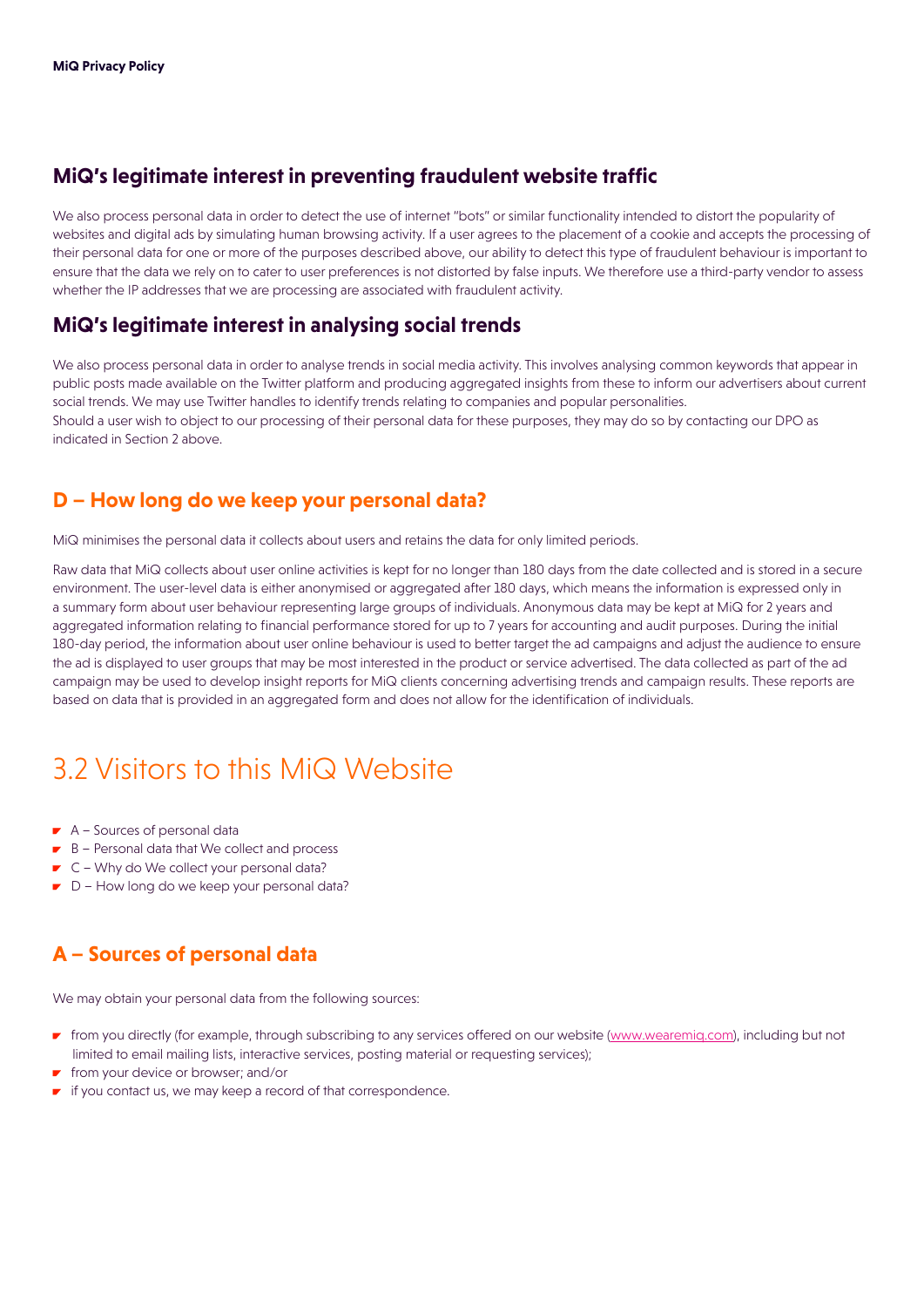## MiQ's legitimate interest in preventing fraudulent website traffic

We also process personal data in order to detect the use of internet "bots" or similar functionality intended to distort the popularity of websites and digital ads by simulating human browsing activity. If a user agrees to the placement of a cookie and accepts the processing of their personal data for one or more of the purposes described above, our ability to detect this type of fraudulent behaviour is important to ensure that the data we rely on to cater to user preferences is not distorted by false inputs. We therefore use a third-party vendor to assess whether the IP addresses that we are processing are associated with fraudulent activity.

## MiQ's legitimate interest in analysing social trends

We also process personal data in order to analyse trends in social media activity. This involves analysing common keywords that appear in public posts made available on the Twitter platform and producing aggregated insights from these to inform our advertisers about current social trends. We may use Twitter handles to identify trends relating to companies and popular personalities.
Should a user wish to object to our processing of their personal data for these purposes, they may do so by contacting our DPO as indicated in Section 2 above.

## D – How long do we keep your personal data?

MiQ minimises the personal data it collects about users and retains the data for only limited periods.

Raw data that MiQ collects about user online activities is kept for no longer than 180 days from the date collected and is stored in a secure environment. The user-level data is either anonymised or aggregated after 180 days, which means the information is expressed only in a summary form about user behaviour representing large groups of individuals. Anonymous data may be kept at MiQ for 2 years and aggregated information relating to financial performance stored for up to 7 years for accounting and audit purposes. During the initial 180-day period, the information about user online behaviour is used to better target the ad campaigns and adjust the audience to ensure the ad is displayed to user groups that may be most interested in the product or service advertised. The data collected as part of the ad campaign may be used to develop insight reports for MiQ clients concerning advertising trends and campaign results. These reports are based on data that is provided in an aggregated form and does not allow for the identification of individuals.

# 3.2 Visitors to this MiQ Website

- A – Sources of personal data
- B – Personal data that We collect and process
- C – Why do We collect your personal data?
- D – How long do we keep your personal data?

## A – Sources of personal data

We may obtain your personal data from the following sources:

- from you directly (for example, through subscribing to any services offered on our website (www.wearemiq.com), including but not limited to email mailing lists, interactive services, posting material or requesting services);
- from your device or browser; and/or
- if you contact us, we may keep a record of that correspondence.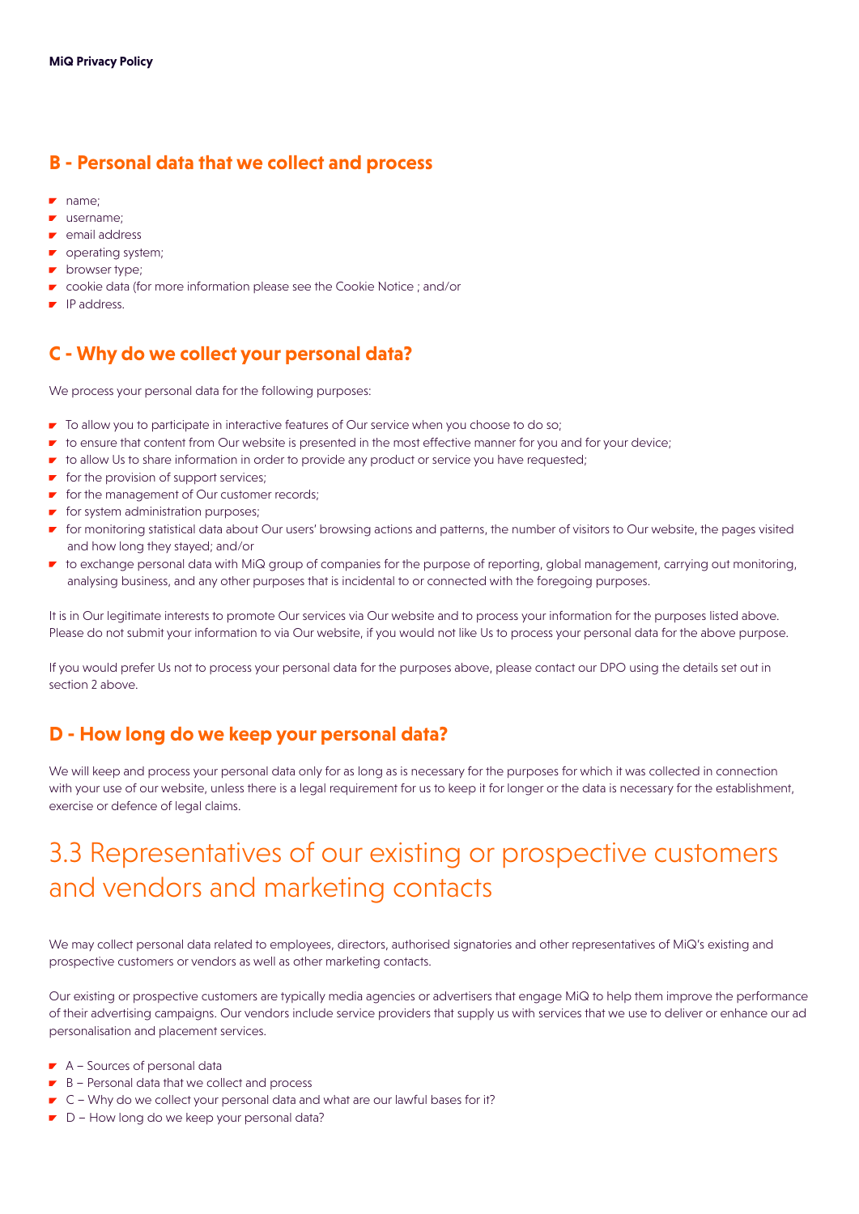## B - Personal data that we collect and process

- name;
- username;
- email address
- operating system;
- browser type;
- cookie data (for more information please see the Cookie Notice ; and/or
- IP address.

## C - Why do we collect your personal data?

We process your personal data for the following purposes:

- To allow you to participate in interactive features of Our service when you choose to do so;
- to ensure that content from Our website is presented in the most effective manner for you and for your device;
- to allow Us to share information in order to provide any product or service you have requested;
- for the provision of support services;
- for the management of Our customer records;
- for system administration purposes;
- for monitoring statistical data about Our users' browsing actions and patterns, the number of visitors to Our website, the pages visited and how long they stayed; and/or
- to exchange personal data with MiQ group of companies for the purpose of reporting, global management, carrying out monitoring, analysing business, and any other purposes that is incidental to or connected with the foregoing purposes.

It is in Our legitimate interests to promote Our services via Our website and to process your information for the purposes listed above. Please do not submit your information to via Our website, if you would not like Us to process your personal data for the above purpose.

If you would prefer Us not to process your personal data for the purposes above, please contact our DPO using the details set out in section 2 above.

## D - How long do we keep your personal data?

We will keep and process your personal data only for as long as is necessary for the purposes for which it was collected in connection with your use of our website, unless there is a legal requirement for us to keep it for longer or the data is necessary for the establishment, exercise or defence of legal claims.

# 3.3 Representatives of our existing or prospective customers and vendors and marketing contacts

We may collect personal data related to employees, directors, authorised signatories and other representatives of MiQ's existing and prospective customers or vendors as well as other marketing contacts.

Our existing or prospective customers are typically media agencies or advertisers that engage MiQ to help them improve the performance of their advertising campaigns. Our vendors include service providers that supply us with services that we use to deliver or enhance our ad personalisation and placement services.

- A – Sources of personal data
- B – Personal data that we collect and process
- C – Why do we collect your personal data and what are our lawful bases for it?
- D – How long do we keep your personal data?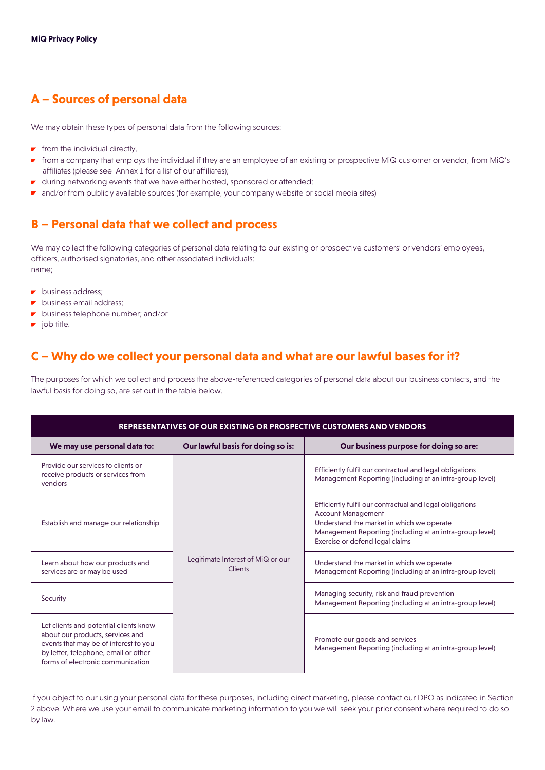## A – Sources of personal data

We may obtain these types of personal data from the following sources:

- from the individual directly,
- from a company that employs the individual if they are an employee of an existing or prospective MiQ customer or vendor, from MiQ's affiliates (please see Annex 1 for a list of our affiliates);
- during networking events that we have either hosted, sponsored or attended;
- and/or from publicly available sources (for example, your company website or social media sites)

## B – Personal data that we collect and process

We may collect the following categories of personal data relating to our existing or prospective customers' or vendors' employees, officers, authorised signatories, and other associated individuals:
name;

- business address;
- business email address;
- business telephone number; and/or
- job title.

## C – Why do we collect your personal data and what are our lawful bases for it?

The purposes for which we collect and process the above-referenced categories of personal data about our business contacts, and the lawful basis for doing so, are set out in the table below.

| REPRESENTATIVES OF OUR EXISTING OR PROSPECTIVE CUSTOMERS AND VENDORS | | |
|---|---|---|
| **We may use personal data to:** | **Our lawful basis for doing so is:** | **Our business purpose for doing so are:** |
| Provide our services to clients or receive products or services from vendors | Legitimate Interest of MiQ or our Clients | Efficiently fulfil our contractual and legal obligations<br>Management Reporting (including at an intra-group level) |
| Establish and manage our relationship | Legitimate Interest of MiQ or our Clients | Efficiently fulfil our contractual and legal obligations<br>Account Management<br>Understand the market in which we operate<br>Management Reporting (including at an intra-group level)<br>Exercise or defend legal claims |
| Learn about how our products and services are or may be used | Legitimate Interest of MiQ or our Clients | Understand the market in which we operate<br>Management Reporting (including at an intra-group level) |
| Security | Legitimate Interest of MiQ or our Clients | Managing security, risk and fraud prevention<br>Management Reporting (including at an intra-group level) |
| Let clients and potential clients know about our products, services and events that may be of interest to you by letter, telephone, email or other forms of electronic communication | Legitimate Interest of MiQ or our Clients | Promote our goods and services<br>Management Reporting (including at an intra-group level) |

If you object to our using your personal data for these purposes, including direct marketing, please contact our DPO as indicated in Section 2 above. Where we use your email to communicate marketing information to you we will seek your prior consent where required to do so by law.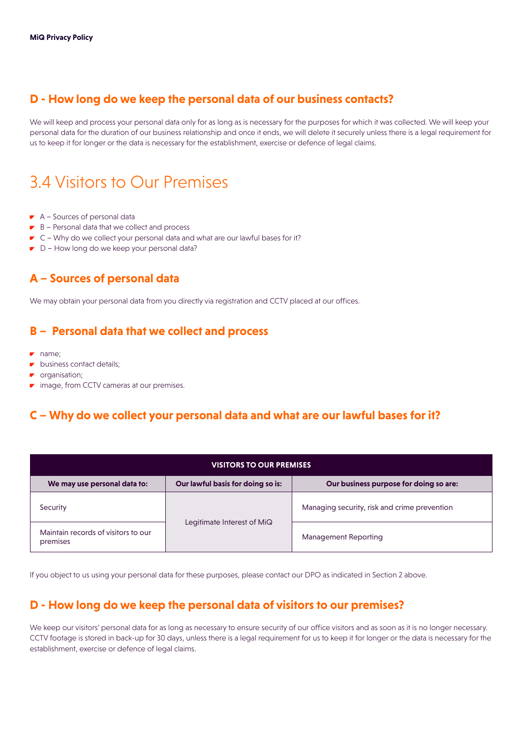### D - How long do we keep the personal data of our business contacts?

We will keep and process your personal data only for as long as is necessary for the purposes for which it was collected. We will keep your personal data for the duration of our business relationship and once it ends, we will delete it securely unless there is a legal requirement for us to keep it for longer or the data is necessary for the establishment, exercise or defence of legal claims.

## 3.4 Visitors to Our Premises

- A – Sources of personal data
- B – Personal data that we collect and process
- C – Why do we collect your personal data and what are our lawful bases for it?
- D – How long do we keep your personal data?

### A – Sources of personal data

We may obtain your personal data from you directly via registration and CCTV placed at our offices.

### B – Personal data that we collect and process

- name;
- business contact details;
- organisation;
- image, from CCTV cameras at our premises.

### C – Why do we collect your personal data and what are our lawful bases for it?

| VISITORS TO OUR PREMISES | | |
|---|---|---|
| **We may use personal data to:** | **Our lawful basis for doing so is:** | **Our business purpose for doing so are:** |
| Security | Legitimate Interest of MiQ | Managing security, risk and crime prevention |
| Maintain records of visitors to our premises | Legitimate Interest of MiQ | Management Reporting |

If you object to us using your personal data for these purposes, please contact our DPO as indicated in Section 2 above.

### D - How long do we keep the personal data of visitors to our premises?

We keep our visitors' personal data for as long as necessary to ensure security of our office visitors and as soon as it is no longer necessary. CCTV footage is stored in back-up for 30 days, unless there is a legal requirement for us to keep it for longer or the data is necessary for the establishment, exercise or defence of legal claims.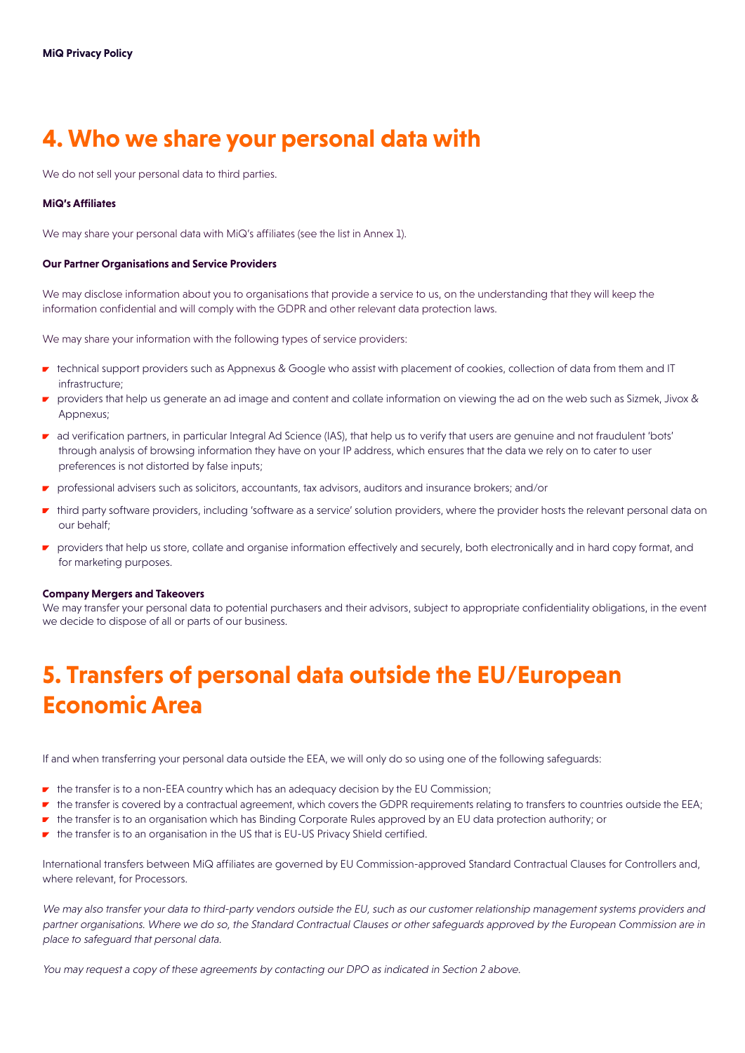# 4. Who we share your personal data with

We do not sell your personal data to third parties.

**MiQ's Affiliates**

We may share your personal data with MiQ's affiliates (see the list in Annex 1).

**Our Partner Organisations and Service Providers**

We may disclose information about you to organisations that provide a service to us, on the understanding that they will keep the information confidential and will comply with the GDPR and other relevant data protection laws.

We may share your information with the following types of service providers:

- technical support providers such as Appnexus & Google who assist with placement of cookies, collection of data from them and IT infrastructure;
- providers that help us generate an ad image and content and collate information on viewing the ad on the web such as Sizmek, Jivox & Appnexus;
- ad verification partners, in particular Integral Ad Science (IAS), that help us to verify that users are genuine and not fraudulent 'bots' through analysis of browsing information they have on your IP address, which ensures that the data we rely on to cater to user preferences is not distorted by false inputs;
- professional advisers such as solicitors, accountants, tax advisors, auditors and insurance brokers; and/or
- third party software providers, including 'software as a service' solution providers, where the provider hosts the relevant personal data on our behalf;
- providers that help us store, collate and organise information effectively and securely, both electronically and in hard copy format, and for marketing purposes.

**Company Mergers and Takeovers**
We may transfer your personal data to potential purchasers and their advisors, subject to appropriate confidentiality obligations, in the event we decide to dispose of all or parts of our business.

# 5. Transfers of personal data outside the EU/European Economic Area

If and when transferring your personal data outside the EEA, we will only do so using one of the following safeguards:

- the transfer is to a non-EEA country which has an adequacy decision by the EU Commission;
- the transfer is covered by a contractual agreement, which covers the GDPR requirements relating to transfers to countries outside the EEA;
- the transfer is to an organisation which has Binding Corporate Rules approved by an EU data protection authority; or
- the transfer is to an organisation in the US that is EU-US Privacy Shield certified.

International transfers between MiQ affiliates are governed by EU Commission-approved Standard Contractual Clauses for Controllers and, where relevant, for Processors.

*We may also transfer your data to third-party vendors outside the EU, such as our customer relationship management systems providers and partner organisations. Where we do so, the Standard Contractual Clauses or other safeguards approved by the European Commission are in place to safeguard that personal data.*

*You may request a copy of these agreements by contacting our DPO as indicated in Section 2 above.*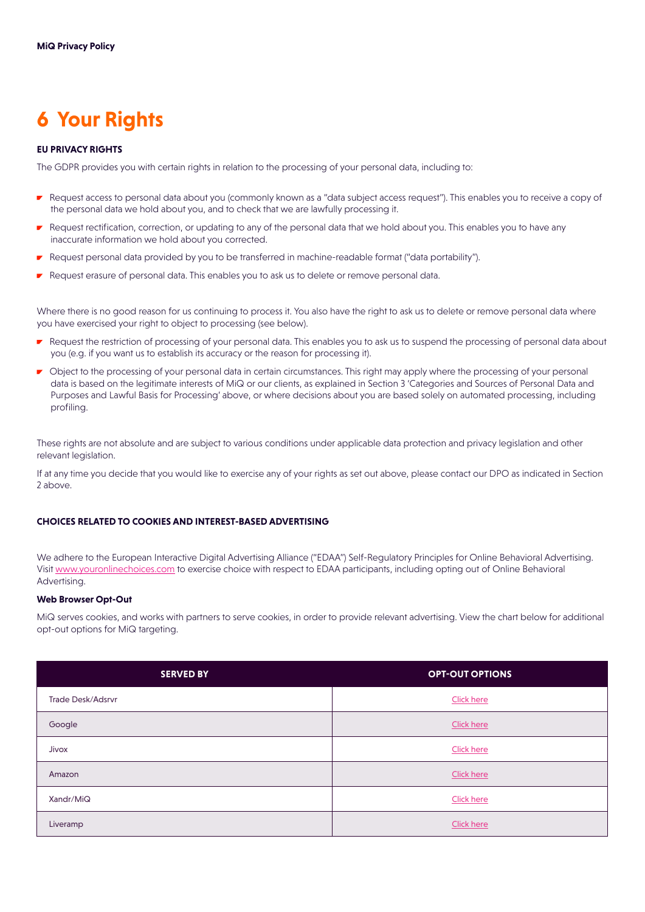# 6 Your Rights

**EU PRIVACY RIGHTS**

The GDPR provides you with certain rights in relation to the processing of your personal data, including to:

- Request access to personal data about you (commonly known as a "data subject access request"). This enables you to receive a copy of the personal data we hold about you, and to check that we are lawfully processing it.
- Request rectification, correction, or updating to any of the personal data that we hold about you. This enables you to have any inaccurate information we hold about you corrected.
- Request personal data provided by you to be transferred in machine-readable format ("data portability").
- Request erasure of personal data. This enables you to ask us to delete or remove personal data.

Where there is no good reason for us continuing to process it. You also have the right to ask us to delete or remove personal data where you have exercised your right to object to processing (see below).

- Request the restriction of processing of your personal data. This enables you to ask us to suspend the processing of personal data about you (e.g. if you want us to establish its accuracy or the reason for processing it).
- Object to the processing of your personal data in certain circumstances. This right may apply where the processing of your personal data is based on the legitimate interests of MiQ or our clients, as explained in Section 3 'Categories and Sources of Personal Data and Purposes and Lawful Basis for Processing' above, or where decisions about you are based solely on automated processing, including profiling.

These rights are not absolute and are subject to various conditions under applicable data protection and privacy legislation and other relevant legislation.

If at any time you decide that you would like to exercise any of your rights as set out above, please contact our DPO as indicated in Section 2 above.

**CHOICES RELATED TO COOKIES AND INTEREST-BASED ADVERTISING**

We adhere to the European Interactive Digital Advertising Alliance ("EDAA") Self-Regulatory Principles for Online Behavioral Advertising. Visit www.youronlinechoices.com to exercise choice with respect to EDAA participants, including opting out of Online Behavioral Advertising.

**Web Browser Opt-Out**

MiQ serves cookies, and works with partners to serve cookies, in order to provide relevant advertising. View the chart below for additional opt-out options for MiQ targeting.

| SERVED BY | OPT-OUT OPTIONS |
|---|---|
| Trade Desk/Adsrvr | Click here |
| Google | Click here |
| Jivox | Click here |
| Amazon | Click here |
| Xandr/MiQ | Click here |
| Liveramp | Click here |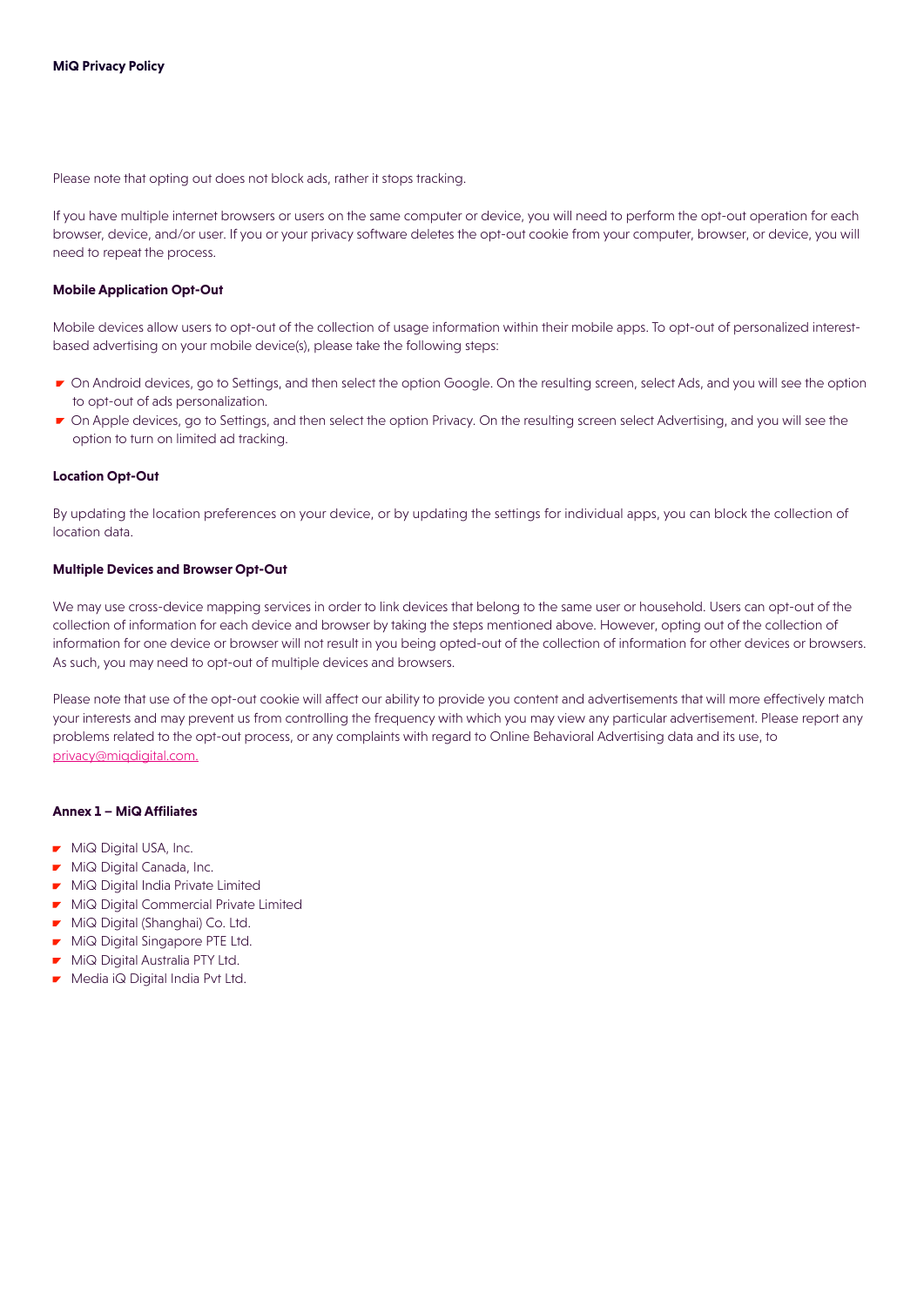Please note that opting out does not block ads, rather it stops tracking.

If you have multiple internet browsers or users on the same computer or device, you will need to perform the opt-out operation for each browser, device, and/or user. If you or your privacy software deletes the opt-out cookie from your computer, browser, or device, you will need to repeat the process.

#### Mobile Application Opt-Out

Mobile devices allow users to opt-out of the collection of usage information within their mobile apps. To opt-out of personalized interest-based advertising on your mobile device(s), please take the following steps:

- On Android devices, go to Settings, and then select the option Google. On the resulting screen, select Ads, and you will see the option to opt-out of ads personalization.
- On Apple devices, go to Settings, and then select the option Privacy. On the resulting screen select Advertising, and you will see the option to turn on limited ad tracking.

#### Location Opt-Out

By updating the location preferences on your device, or by updating the settings for individual apps, you can block the collection of location data.

#### Multiple Devices and Browser Opt-Out

We may use cross-device mapping services in order to link devices that belong to the same user or household. Users can opt-out of the collection of information for each device and browser by taking the steps mentioned above. However, opting out of the collection of information for one device or browser will not result in you being opted-out of the collection of information for other devices or browsers. As such, you may need to opt-out of multiple devices and browsers.

Please note that use of the opt-out cookie will affect our ability to provide you content and advertisements that will more effectively match your interests and may prevent us from controlling the frequency with which you may view any particular advertisement. Please report any problems related to the opt-out process, or any complaints with regard to Online Behavioral Advertising data and its use, to privacy@miqdigital.com.

#### Annex 1 – MiQ Affiliates

- MiQ Digital USA, Inc.
- MiQ Digital Canada, Inc.
- MiQ Digital India Private Limited
- MiQ Digital Commercial Private Limited
- MiQ Digital (Shanghai) Co. Ltd.
- MiQ Digital Singapore PTE Ltd.
- MiQ Digital Australia PTY Ltd.
- Media iQ Digital India Pvt Ltd.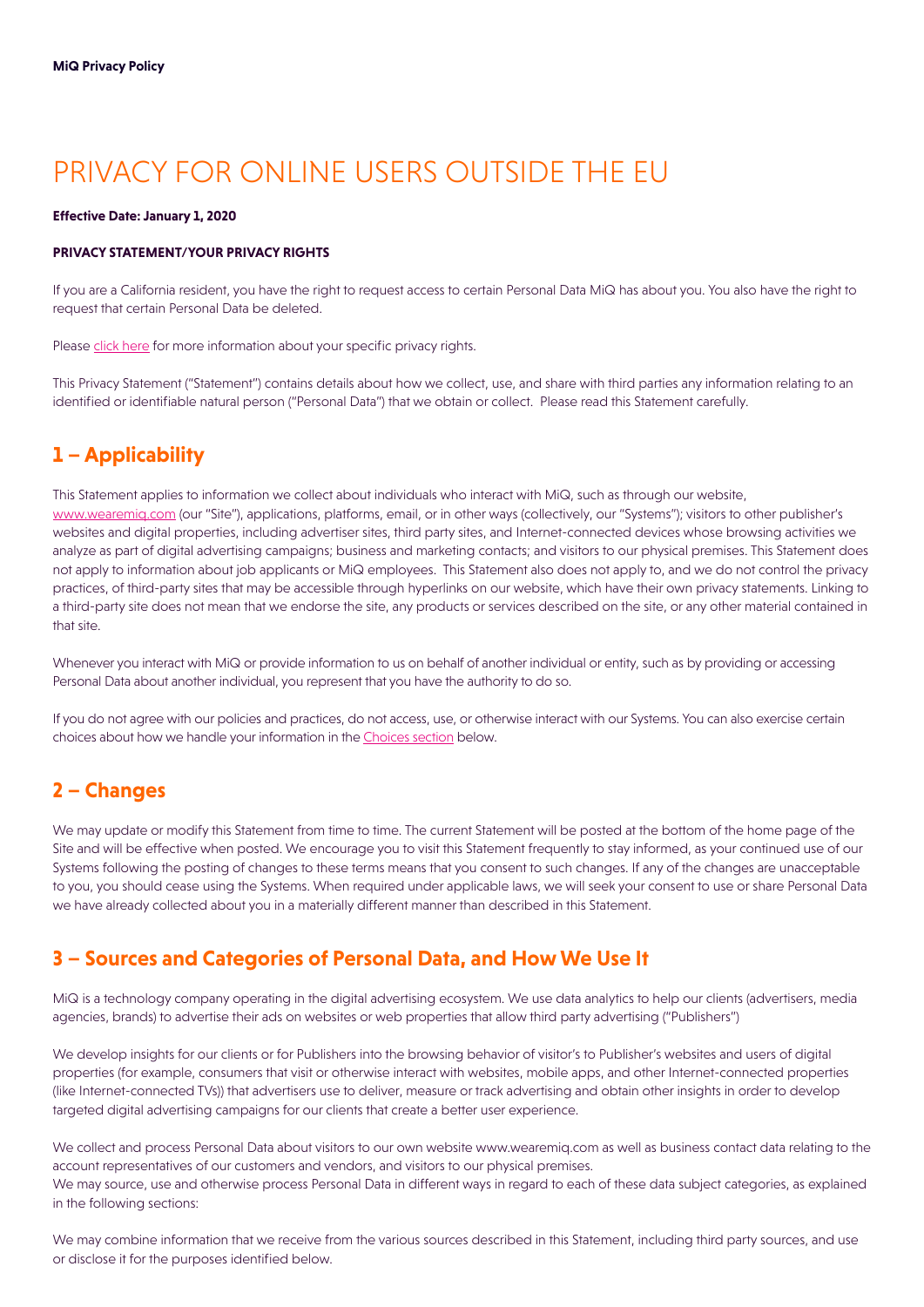**MiQ Privacy Policy**

# PRIVACY FOR ONLINE USERS OUTSIDE THE EU

**Effective Date: January 1, 2020**

**PRIVACY STATEMENT/YOUR PRIVACY RIGHTS**

If you are a California resident, you have the right to request access to certain Personal Data MiQ has about you. You also have the right to request that certain Personal Data be deleted.

Please click here for more information about your specific privacy rights.

This Privacy Statement ("Statement") contains details about how we collect, use, and share with third parties any information relating to an identified or identifiable natural person ("Personal Data") that we obtain or collect. Please read this Statement carefully.

## 1 – Applicability

This Statement applies to information we collect about individuals who interact with MiQ, such as through our website, www.wearemiq.com (our "Site"), applications, platforms, email, or in other ways (collectively, our "Systems"); visitors to other publisher's websites and digital properties, including advertiser sites, third party sites, and Internet-connected devices whose browsing activities we analyze as part of digital advertising campaigns; business and marketing contacts; and visitors to our physical premises. This Statement does not apply to information about job applicants or MiQ employees. This Statement also does not apply to, and we do not control the privacy practices, of third-party sites that may be accessible through hyperlinks on our website, which have their own privacy statements. Linking to a third-party site does not mean that we endorse the site, any products or services described on the site, or any other material contained in that site.

Whenever you interact with MiQ or provide information to us on behalf of another individual or entity, such as by providing or accessing Personal Data about another individual, you represent that you have the authority to do so.

If you do not agree with our policies and practices, do not access, use, or otherwise interact with our Systems. You can also exercise certain choices about how we handle your information in the Choices section below.

## 2 – Changes

We may update or modify this Statement from time to time. The current Statement will be posted at the bottom of the home page of the Site and will be effective when posted. We encourage you to visit this Statement frequently to stay informed, as your continued use of our Systems following the posting of changes to these terms means that you consent to such changes. If any of the changes are unacceptable to you, you should cease using the Systems. When required under applicable laws, we will seek your consent to use or share Personal Data we have already collected about you in a materially different manner than described in this Statement.

## 3 – Sources and Categories of Personal Data, and How We Use It

MiQ is a technology company operating in the digital advertising ecosystem. We use data analytics to help our clients (advertisers, media agencies, brands) to advertise their ads on websites or web properties that allow third party advertising ("Publishers")

We develop insights for our clients or for Publishers into the browsing behavior of visitor's to Publisher's websites and users of digital properties (for example, consumers that visit or otherwise interact with websites, mobile apps, and other Internet-connected properties (like Internet-connected TVs)) that advertisers use to deliver, measure or track advertising and obtain other insights in order to develop targeted digital advertising campaigns for our clients that create a better user experience.

We collect and process Personal Data about visitors to our own website www.wearemiq.com as well as business contact data relating to the account representatives of our customers and vendors, and visitors to our physical premises.
We may source, use and otherwise process Personal Data in different ways in regard to each of these data subject categories, as explained in the following sections:

We may combine information that we receive from the various sources described in this Statement, including third party sources, and use or disclose it for the purposes identified below.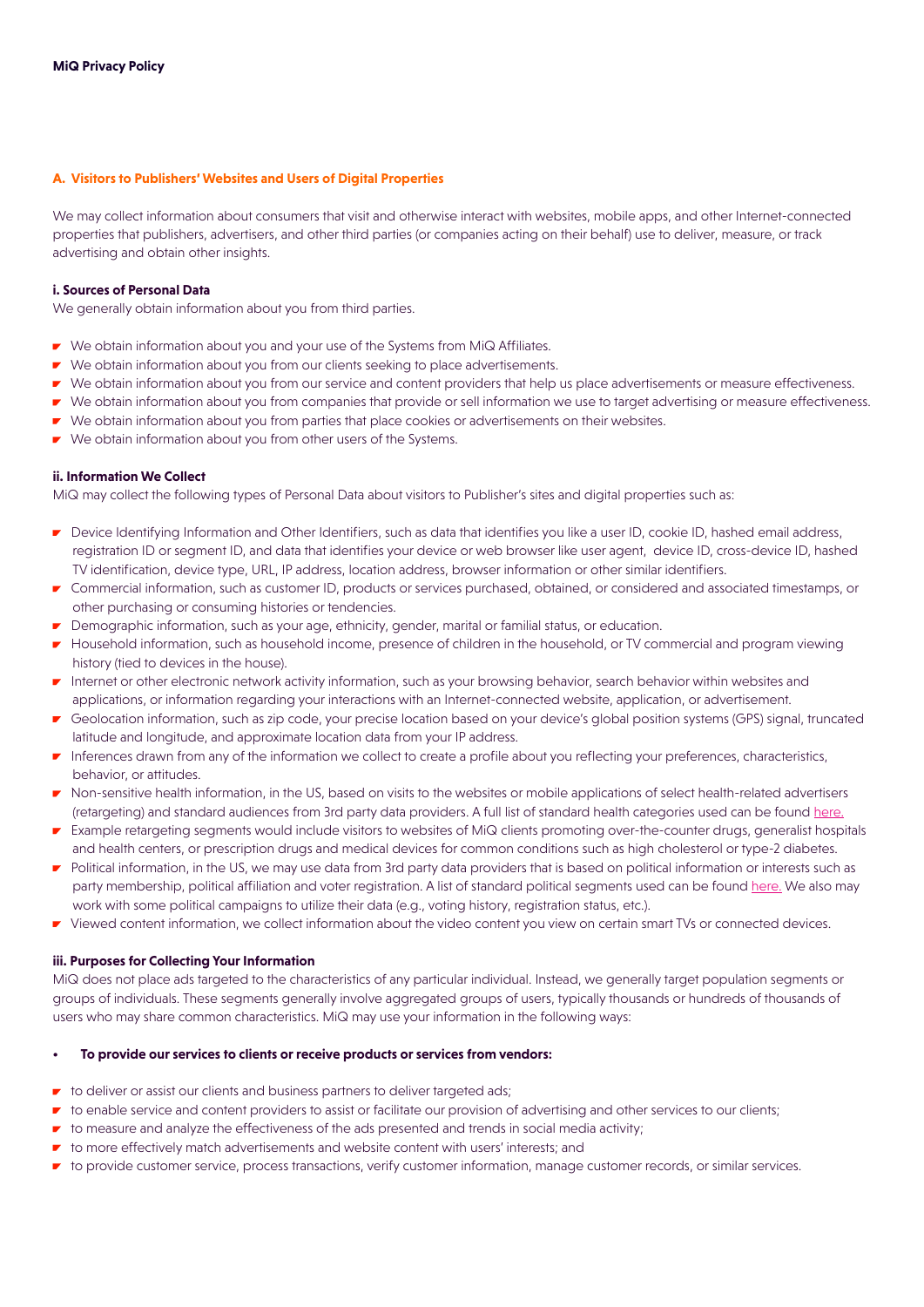**MiQ Privacy Policy**

## A. Visitors to Publishers' Websites and Users of Digital Properties

We may collect information about consumers that visit and otherwise interact with websites, mobile apps, and other Internet-connected properties that publishers, advertisers, and other third parties (or companies acting on their behalf) use to deliver, measure, or track advertising and obtain other insights.

### i. Sources of Personal Data

We generally obtain information about you from third parties.

- We obtain information about you and your use of the Systems from MiQ Affiliates.
- We obtain information about you from our clients seeking to place advertisements.
- We obtain information about you from our service and content providers that help us place advertisements or measure effectiveness.
- We obtain information about you from companies that provide or sell information we use to target advertising or measure effectiveness.
- We obtain information about you from parties that place cookies or advertisements on their websites.
- We obtain information about you from other users of the Systems.

### ii. Information We Collect

MiQ may collect the following types of Personal Data about visitors to Publisher's sites and digital properties such as:

- Device Identifying Information and Other Identifiers, such as data that identifies you like a user ID, cookie ID, hashed email address, registration ID or segment ID, and data that identifies your device or web browser like user agent, device ID, cross-device ID, hashed TV identification, device type, URL, IP address, location address, browser information or other similar identifiers.
- Commercial information, such as customer ID, products or services purchased, obtained, or considered and associated timestamps, or other purchasing or consuming histories or tendencies.
- Demographic information, such as your age, ethnicity, gender, marital or familial status, or education.
- Household information, such as household income, presence of children in the household, or TV commercial and program viewing history (tied to devices in the house).
- Internet or other electronic network activity information, such as your browsing behavior, search behavior within websites and applications, or information regarding your interactions with an Internet-connected website, application, or advertisement.
- Geolocation information, such as zip code, your precise location based on your device's global position systems (GPS) signal, truncated latitude and longitude, and approximate location data from your IP address.
- Inferences drawn from any of the information we collect to create a profile about you reflecting your preferences, characteristics, behavior, or attitudes.
- Non-sensitive health information, in the US, based on visits to the websites or mobile applications of select health-related advertisers (retargeting) and standard audiences from 3rd party data providers. A full list of standard health categories used can be found here.
- Example retargeting segments would include visitors to websites of MiQ clients promoting over-the-counter drugs, generalist hospitals and health centers, or prescription drugs and medical devices for common conditions such as high cholesterol or type-2 diabetes.
- Political information, in the US, we may use data from 3rd party data providers that is based on political information or interests such as party membership, political affiliation and voter registration. A list of standard political segments used can be found here. We also may work with some political campaigns to utilize their data (e.g., voting history, registration status, etc.).
- Viewed content information, we collect information about the video content you view on certain smart TVs or connected devices.

### iii. Purposes for Collecting Your Information

MiQ does not place ads targeted to the characteristics of any particular individual. Instead, we generally target population segments or groups of individuals. These segments generally involve aggregated groups of users, typically thousands or hundreds of thousands of users who may share common characteristics. MiQ may use your information in the following ways:

- **To provide our services to clients or receive products or services from vendors:**
  - to deliver or assist our clients and business partners to deliver targeted ads;
  - to enable service and content providers to assist or facilitate our provision of advertising and other services to our clients;
  - to measure and analyze the effectiveness of the ads presented and trends in social media activity;
  - to more effectively match advertisements and website content with users' interests; and
  - to provide customer service, process transactions, verify customer information, manage customer records, or similar services.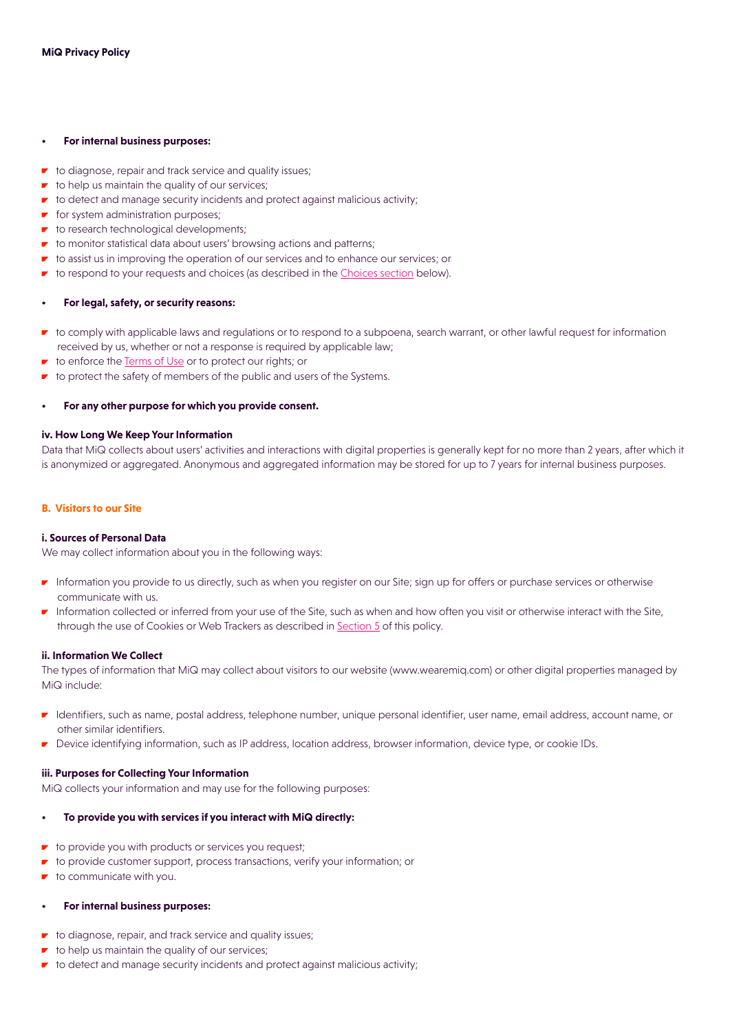- **For internal business purposes:**

  - to diagnose, repair and track service and quality issues;
  - to help us maintain the quality of our services;
  - to detect and manage security incidents and protect against malicious activity;
  - for system administration purposes;
  - to research technological developments;
  - to monitor statistical data about users' browsing actions and patterns;
  - to assist us in improving the operation of our services and to enhance our services; or
  - to respond to your requests and choices (as described in the Choices section below).

- **For legal, safety, or security reasons:**

  - to comply with applicable laws and regulations or to respond to a subpoena, search warrant, or other lawful request for information received by us, whether or not a response is required by applicable law;
  - to enforce the Terms of Use or to protect our rights; or
  - to protect the safety of members of the public and users of the Systems.

- **For any other purpose for which you provide consent.**

#### iv. How Long We Keep Your Information

Data that MiQ collects about users' activities and interactions with digital properties is generally kept for no more than 2 years, after which it is anonymized or aggregated. Anonymous and aggregated information may be stored for up to 7 years for internal business purposes.

### B. Visitors to our Site

#### i. Sources of Personal Data

We may collect information about you in the following ways:

- Information you provide to us directly, such as when you register on our Site; sign up for offers or purchase services or otherwise communicate with us.
- Information collected or inferred from your use of the Site, such as when and how often you visit or otherwise interact with the Site, through the use of Cookies or Web Trackers as described in Section 5 of this policy.

#### ii. Information We Collect

The types of information that MiQ may collect about visitors to our website (www.wearemiq.com) or other digital properties managed by MiQ include:

- Identifiers, such as name, postal address, telephone number, unique personal identifier, user name, email address, account name, or other similar identifiers.
- Device identifying information, such as IP address, location address, browser information, device type, or cookie IDs.

#### iii. Purposes for Collecting Your Information

MiQ collects your information and may use for the following purposes:

- **To provide you with services if you interact with MiQ directly:**

  - to provide you with products or services you request;
  - to provide customer support, process transactions, verify your information; or
  - to communicate with you.

- **For internal business purposes:**

  - to diagnose, repair, and track service and quality issues;
  - to help us maintain the quality of our services;
  - to detect and manage security incidents and protect against malicious activity;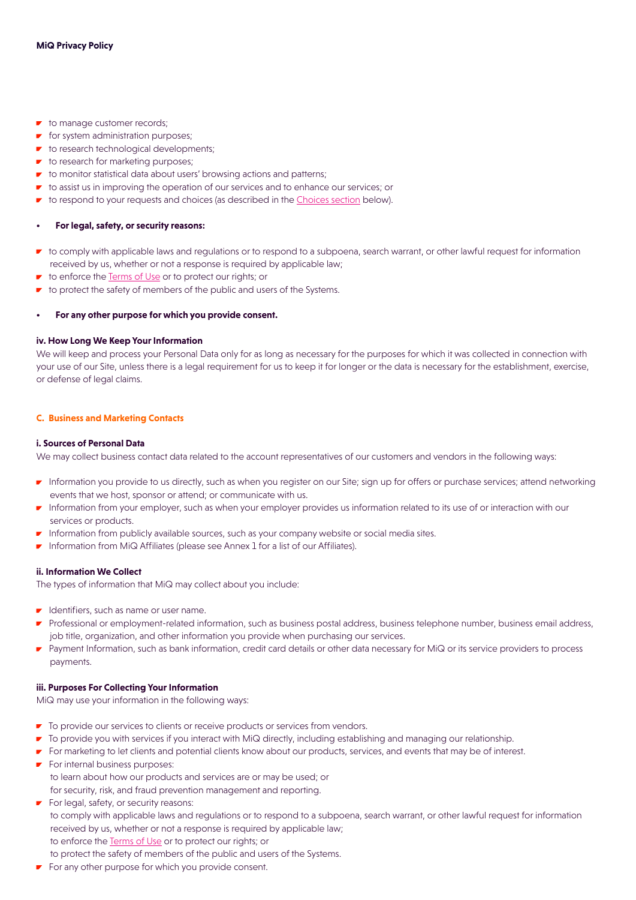- to manage customer records;
- for system administration purposes;
- to research technological developments;
- to research for marketing purposes;
- to monitor statistical data about users' browsing actions and patterns;
- to assist us in improving the operation of our services and to enhance our services; or
- to respond to your requests and choices (as described in the Choices section below).

- **For legal, safety, or security reasons:**

- to comply with applicable laws and regulations or to respond to a subpoena, search warrant, or other lawful request for information received by us, whether or not a response is required by applicable law;
- to enforce the Terms of Use or to protect our rights; or
- to protect the safety of members of the public and users of the Systems.

- **For any other purpose for which you provide consent.**

#### iv. How Long We Keep Your Information

We will keep and process your Personal Data only for as long as necessary for the purposes for which it was collected in connection with your use of our Site, unless there is a legal requirement for us to keep it for longer or the data is necessary for the establishment, exercise, or defense of legal claims.

### C. Business and Marketing Contacts

#### i. Sources of Personal Data

We may collect business contact data related to the account representatives of our customers and vendors in the following ways:

- Information you provide to us directly, such as when you register on our Site; sign up for offers or purchase services; attend networking events that we host, sponsor or attend; or communicate with us.
- Information from your employer, such as when your employer provides us information related to its use of or interaction with our services or products.
- Information from publicly available sources, such as your company website or social media sites.
- Information from MiQ Affiliates (please see Annex 1 for a list of our Affiliates).

#### ii. Information We Collect

The types of information that MiQ may collect about you include:

- Identifiers, such as name or user name.
- Professional or employment-related information, such as business postal address, business telephone number, business email address, job title, organization, and other information you provide when purchasing our services.
- Payment Information, such as bank information, credit card details or other data necessary for MiQ or its service providers to process payments.

#### iii. Purposes For Collecting Your Information

MiQ may use your information in the following ways:

- To provide our services to clients or receive products or services from vendors.
- To provide you with services if you interact with MiQ directly, including establishing and managing our relationship.
- For marketing to let clients and potential clients know about our products, services, and events that may be of interest.
- For internal business purposes:
  to learn about how our products and services are or may be used; or
  for security, risk, and fraud prevention management and reporting.
- For legal, safety, or security reasons:
  to comply with applicable laws and regulations or to respond to a subpoena, search warrant, or other lawful request for information received by us, whether or not a response is required by applicable law;
  to enforce the Terms of Use or to protect our rights; or
  to protect the safety of members of the public and users of the Systems.
- For any other purpose for which you provide consent.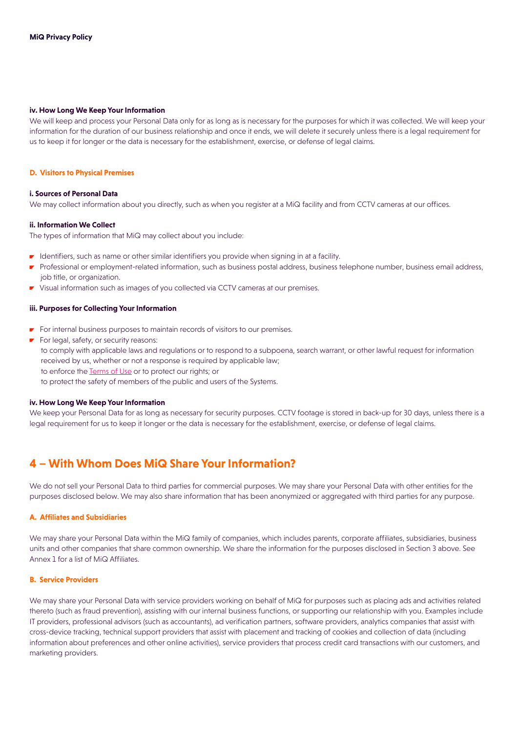#### iv. How Long We Keep Your Information

We will keep and process your Personal Data only for as long as is necessary for the purposes for which it was collected. We will keep your information for the duration of our business relationship and once it ends, we will delete it securely unless there is a legal requirement for us to keep it for longer or the data is necessary for the establishment, exercise, or defense of legal claims.

### D. Visitors to Physical Premises

#### i. Sources of Personal Data

We may collect information about you directly, such as when you register at a MiQ facility and from CCTV cameras at our offices.

#### ii. Information We Collect

The types of information that MiQ may collect about you include:

- Identifiers, such as name or other similar identifiers you provide when signing in at a facility.
- Professional or employment-related information, such as business postal address, business telephone number, business email address, job title, or organization.
- Visual information such as images of you collected via CCTV cameras at our premises.

#### iii. Purposes for Collecting Your Information

- For internal business purposes to maintain records of visitors to our premises.
- For legal, safety, or security reasons:
  to comply with applicable laws and regulations or to respond to a subpoena, search warrant, or other lawful request for information received by us, whether or not a response is required by applicable law;
  to enforce the Terms of Use or to protect our rights; or
  to protect the safety of members of the public and users of the Systems.

#### iv. How Long We Keep Your Information

We keep your Personal Data for as long as necessary for security purposes. CCTV footage is stored in back-up for 30 days, unless there is a legal requirement for us to keep it longer or the data is necessary for the establishment, exercise, or defense of legal claims.

## 4 – With Whom Does MiQ Share Your Information?

We do not sell your Personal Data to third parties for commercial purposes. We may share your Personal Data with other entities for the purposes disclosed below. We may also share information that has been anonymized or aggregated with third parties for any purpose.

### A. Affiliates and Subsidiaries

We may share your Personal Data within the MiQ family of companies, which includes parents, corporate affiliates, subsidiaries, business units and other companies that share common ownership. We share the information for the purposes disclosed in Section 3 above. See Annex 1 for a list of MiQ Affiliates.

### B. Service Providers

We may share your Personal Data with service providers working on behalf of MiQ for purposes such as placing ads and activities related thereto (such as fraud prevention), assisting with our internal business functions, or supporting our relationship with you. Examples include IT providers, professional advisors (such as accountants), ad verification partners, software providers, analytics companies that assist with cross-device tracking, technical support providers that assist with placement and tracking of cookies and collection of data (including information about preferences and other online activities), service providers that process credit card transactions with our customers, and marketing providers.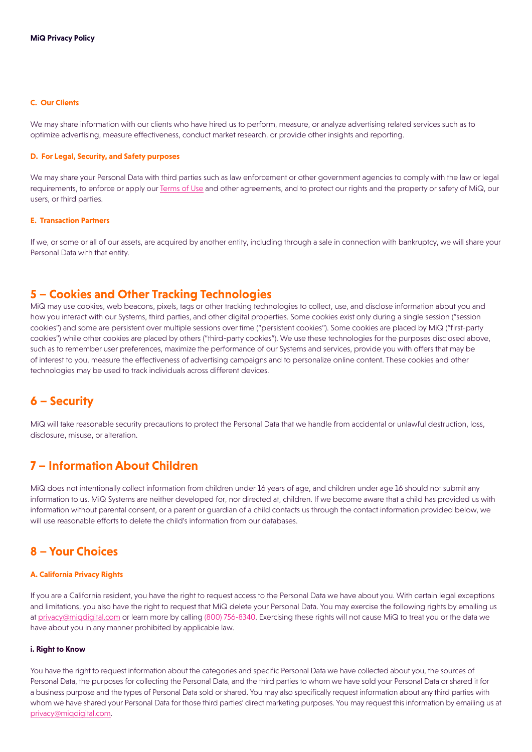#### C. Our Clients

We may share information with our clients who have hired us to perform, measure, or analyze advertising related services such as to optimize advertising, measure effectiveness, conduct market research, or provide other insights and reporting.

#### D. For Legal, Security, and Safety purposes

We may share your Personal Data with third parties such as law enforcement or other government agencies to comply with the law or legal requirements, to enforce or apply our [Terms of Use] and other agreements, and to protect our rights and the property or safety of MiQ, our users, or third parties.

#### E. Transaction Partners

If we, or some or all of our assets, are acquired by another entity, including through a sale in connection with bankruptcy, we will share your Personal Data with that entity.

## 5 – Cookies and Other Tracking Technologies

MiQ may use cookies, web beacons, pixels, tags or other tracking technologies to collect, use, and disclose information about you and how you interact with our Systems, third parties, and other digital properties. Some cookies exist only during a single session ("session cookies") and some are persistent over multiple sessions over time ("persistent cookies"). Some cookies are placed by MiQ ("first-party cookies") while other cookies are placed by others ("third-party cookies"). We use these technologies for the purposes disclosed above, such as to remember user preferences, maximize the performance of our Systems and services, provide you with offers that may be of interest to you, measure the effectiveness of advertising campaigns and to personalize online content. These cookies and other technologies may be used to track individuals across different devices.

## 6 – Security

MiQ will take reasonable security precautions to protect the Personal Data that we handle from accidental or unlawful destruction, loss, disclosure, misuse, or alteration.

## 7 – Information About Children

MiQ does not intentionally collect information from children under 16 years of age, and children under age 16 should not submit any information to us. MiQ Systems are neither developed for, nor directed at, children. If we become aware that a child has provided us with information without parental consent, or a parent or guardian of a child contacts us through the contact information provided below, we will use reasonable efforts to delete the child's information from our databases.

## 8 – Your Choices

#### A. California Privacy Rights

If you are a California resident, you have the right to request access to the Personal Data we have about you. With certain legal exceptions and limitations, you also have the right to request that MiQ delete your Personal Data. You may exercise the following rights by emailing us at privacy@miqdigital.com or learn more by calling (800) 756-8340. Exercising these rights will not cause MiQ to treat you or the data we have about you in any manner prohibited by applicable law.

#### i. Right to Know

You have the right to request information about the categories and specific Personal Data we have collected about you, the sources of Personal Data, the purposes for collecting the Personal Data, and the third parties to whom we have sold your Personal Data or shared it for a business purpose and the types of Personal Data sold or shared. You may also specifically request information about any third parties with whom we have shared your Personal Data for those third parties' direct marketing purposes. You may request this information by emailing us at privacy@miqdigital.com.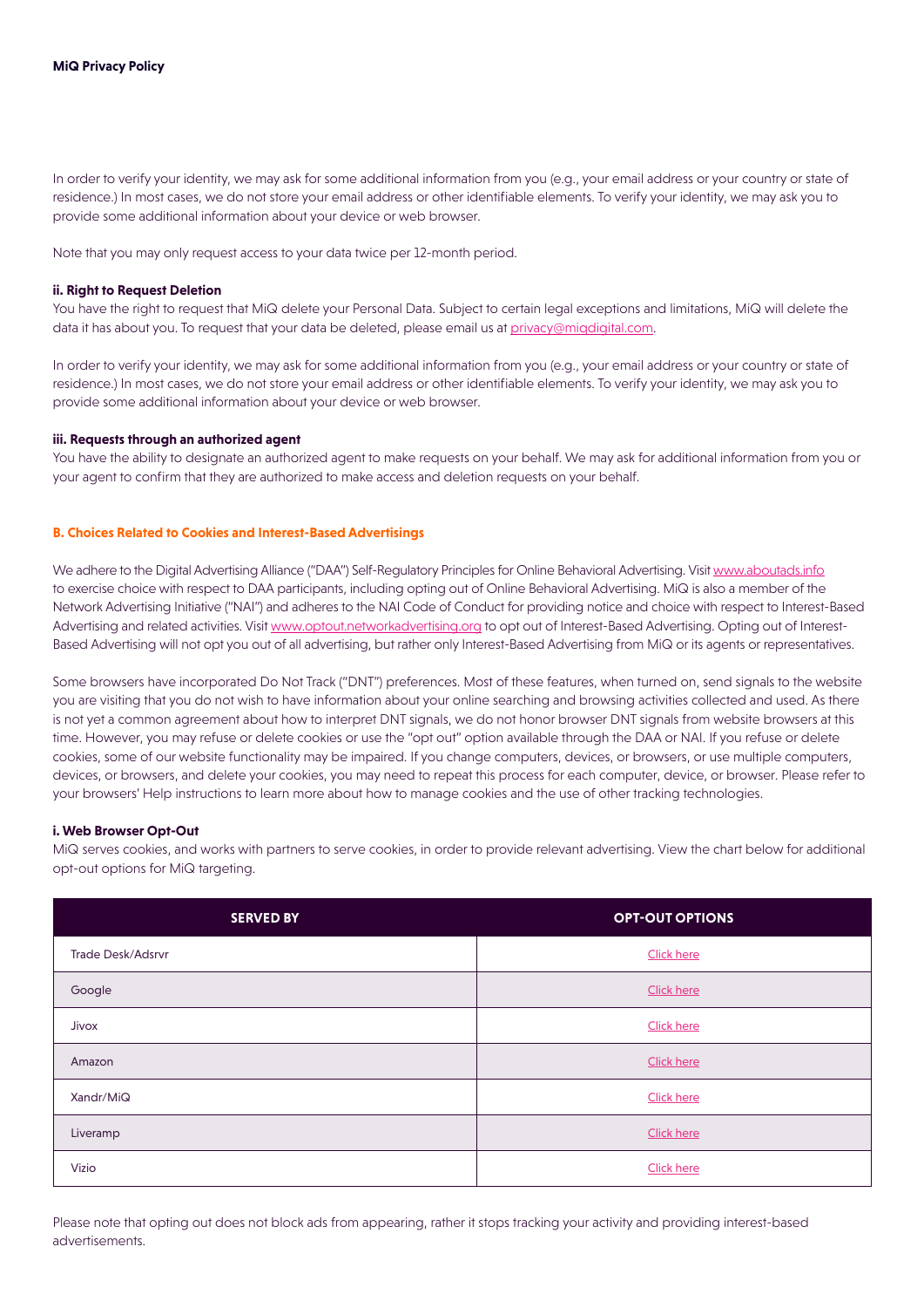In order to verify your identity, we may ask for some additional information from you (e.g., your email address or your country or state of residence.) In most cases, we do not store your email address or other identifiable elements. To verify your identity, we may ask you to provide some additional information about your device or web browser.

Note that you may only request access to your data twice per 12-month period.

**ii. Right to Request Deletion**

You have the right to request that MiQ delete your Personal Data. Subject to certain legal exceptions and limitations, MiQ will delete the data it has about you. To request that your data be deleted, please email us at privacy@miqdigital.com.

In order to verify your identity, we may ask for some additional information from you (e.g., your email address or your country or state of residence.) In most cases, we do not store your email address or other identifiable elements. To verify your identity, we may ask you to provide some additional information about your device or web browser.

**iii. Requests through an authorized agent**

You have the ability to designate an authorized agent to make requests on your behalf. We may ask for additional information from you or your agent to confirm that they are authorized to make access and deletion requests on your behalf.

## B. Choices Related to Cookies and Interest-Based Advertisings

We adhere to the Digital Advertising Alliance ("DAA") Self-Regulatory Principles for Online Behavioral Advertising. Visit www.aboutads.info to exercise choice with respect to DAA participants, including opting out of Online Behavioral Advertising. MiQ is also a member of the Network Advertising Initiative ("NAI") and adheres to the NAI Code of Conduct for providing notice and choice with respect to Interest-Based Advertising and related activities. Visit www.optout.networkadvertising.org to opt out of Interest-Based Advertising. Opting out of Interest-Based Advertising will not opt you out of all advertising, but rather only Interest-Based Advertising from MiQ or its agents or representatives.

Some browsers have incorporated Do Not Track ("DNT") preferences. Most of these features, when turned on, send signals to the website you are visiting that you do not wish to have information about your online searching and browsing activities collected and used. As there is not yet a common agreement about how to interpret DNT signals, we do not honor browser DNT signals from website browsers at this time. However, you may refuse or delete cookies or use the "opt out" option available through the DAA or NAI. If you refuse or delete cookies, some of our website functionality may be impaired. If you change computers, devices, or browsers, or use multiple computers, devices, or browsers, and delete your cookies, you may need to repeat this process for each computer, device, or browser. Please refer to your browsers' Help instructions to learn more about how to manage cookies and the use of other tracking technologies.

**i. Web Browser Opt-Out**

MiQ serves cookies, and works with partners to serve cookies, in order to provide relevant advertising. View the chart below for additional opt-out options for MiQ targeting.

| SERVED BY | OPT-OUT OPTIONS |
|---|---|
| Trade Desk/Adsrvr | Click here |
| Google | Click here |
| Jivox | Click here |
| Amazon | Click here |
| Xandr/MiQ | Click here |
| Liveramp | Click here |
| Vizio | Click here |

Please note that opting out does not block ads from appearing, rather it stops tracking your activity and providing interest-based advertisements.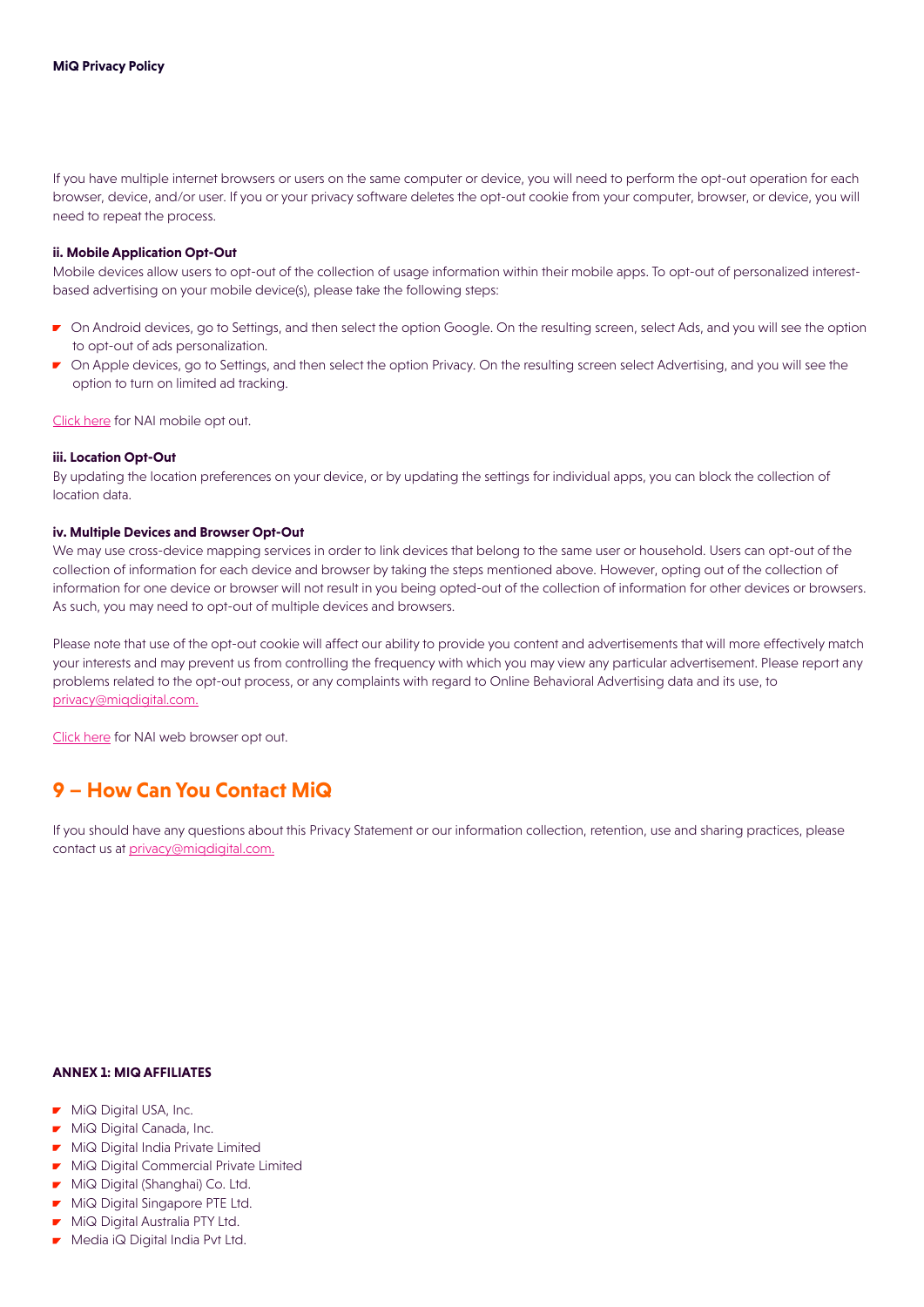If you have multiple internet browsers or users on the same computer or device, you will need to perform the opt-out operation for each browser, device, and/or user. If you or your privacy software deletes the opt-out cookie from your computer, browser, or device, you will need to repeat the process.

**ii. Mobile Application Opt-Out**

Mobile devices allow users to opt-out of the collection of usage information within their mobile apps. To opt-out of personalized interest-based advertising on your mobile device(s), please take the following steps:

- On Android devices, go to Settings, and then select the option Google. On the resulting screen, select Ads, and you will see the option to opt-out of ads personalization.
- On Apple devices, go to Settings, and then select the option Privacy. On the resulting screen select Advertising, and you will see the option to turn on limited ad tracking.

Click here for NAI mobile opt out.

**iii. Location Opt-Out**

By updating the location preferences on your device, or by updating the settings for individual apps, you can block the collection of location data.

**iv. Multiple Devices and Browser Opt-Out**

We may use cross-device mapping services in order to link devices that belong to the same user or household. Users can opt-out of the collection of information for each device and browser by taking the steps mentioned above. However, opting out of the collection of information for one device or browser will not result in you being opted-out of the collection of information for other devices or browsers. As such, you may need to opt-out of multiple devices and browsers.

Please note that use of the opt-out cookie will affect our ability to provide you content and advertisements that will more effectively match your interests and may prevent us from controlling the frequency with which you may view any particular advertisement. Please report any problems related to the opt-out process, or any complaints with regard to Online Behavioral Advertising data and its use, to privacy@miqdigital.com.

Click here for NAI web browser opt out.

## 9 – How Can You Contact MiQ

If you should have any questions about this Privacy Statement or our information collection, retention, use and sharing practices, please contact us at privacy@miqdigital.com.

**ANNEX 1: MIQ AFFILIATES**

- MiQ Digital USA, Inc.
- MiQ Digital Canada, Inc.
- MiQ Digital India Private Limited
- MiQ Digital Commercial Private Limited
- MiQ Digital (Shanghai) Co. Ltd.
- MiQ Digital Singapore PTE Ltd.
- MiQ Digital Australia PTY Ltd.
- Media iQ Digital India Pvt Ltd.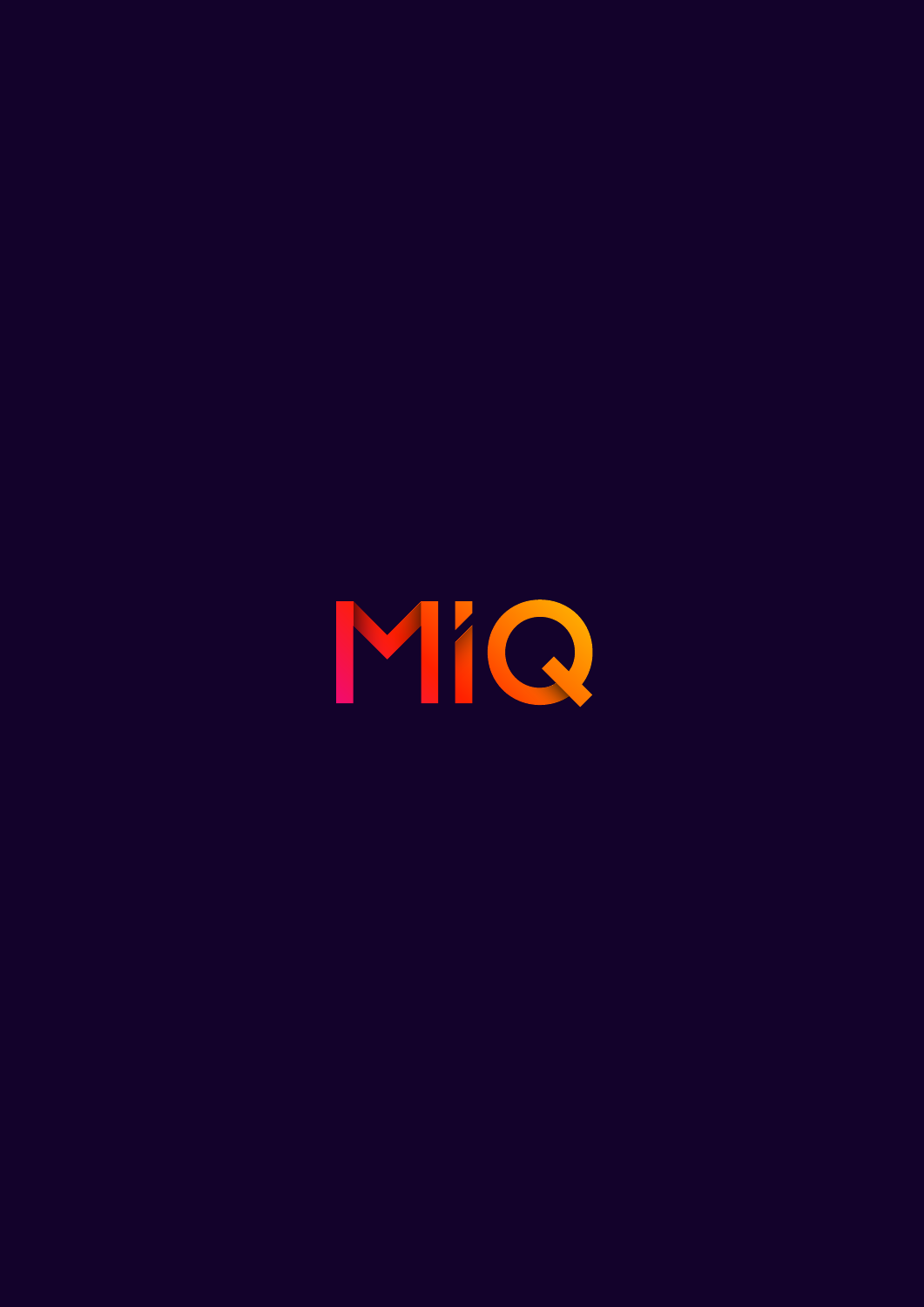MiQ